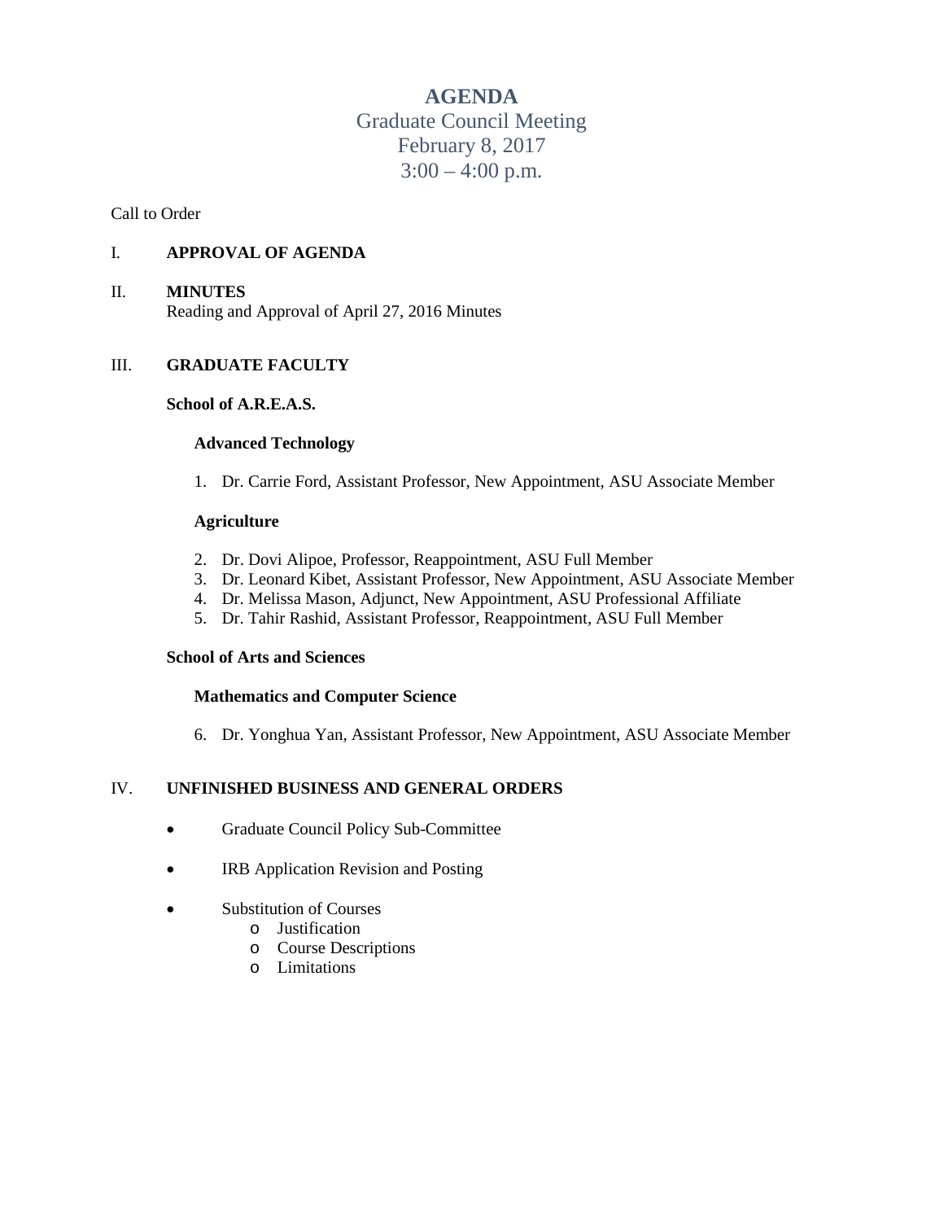# AGENDA

Graduate Council Meeting
February 8, 2017
3:00 – 4:00 p.m.

Call to Order

## I. APPROVAL OF AGENDA

## II. MINUTES

Reading and Approval of April 27, 2016 Minutes

## III. GRADUATE FACULTY

### School of A.R.E.A.S.

#### Advanced Technology

1. Dr. Carrie Ford, Assistant Professor, New Appointment, ASU Associate Member

#### Agriculture

2. Dr. Dovi Alipoe, Professor, Reappointment, ASU Full Member
3. Dr. Leonard Kibet, Assistant Professor, New Appointment, ASU Associate Member
4. Dr. Melissa Mason, Adjunct, New Appointment, ASU Professional Affiliate
5. Dr. Tahir Rashid, Assistant Professor, Reappointment, ASU Full Member

### School of Arts and Sciences

#### Mathematics and Computer Science

6. Dr. Yonghua Yan, Assistant Professor, New Appointment, ASU Associate Member

## IV. UNFINISHED BUSINESS AND GENERAL ORDERS

- Graduate Council Policy Sub-Committee
- IRB Application Revision and Posting
- Substitution of Courses
  - Justification
  - Course Descriptions
  - Limitations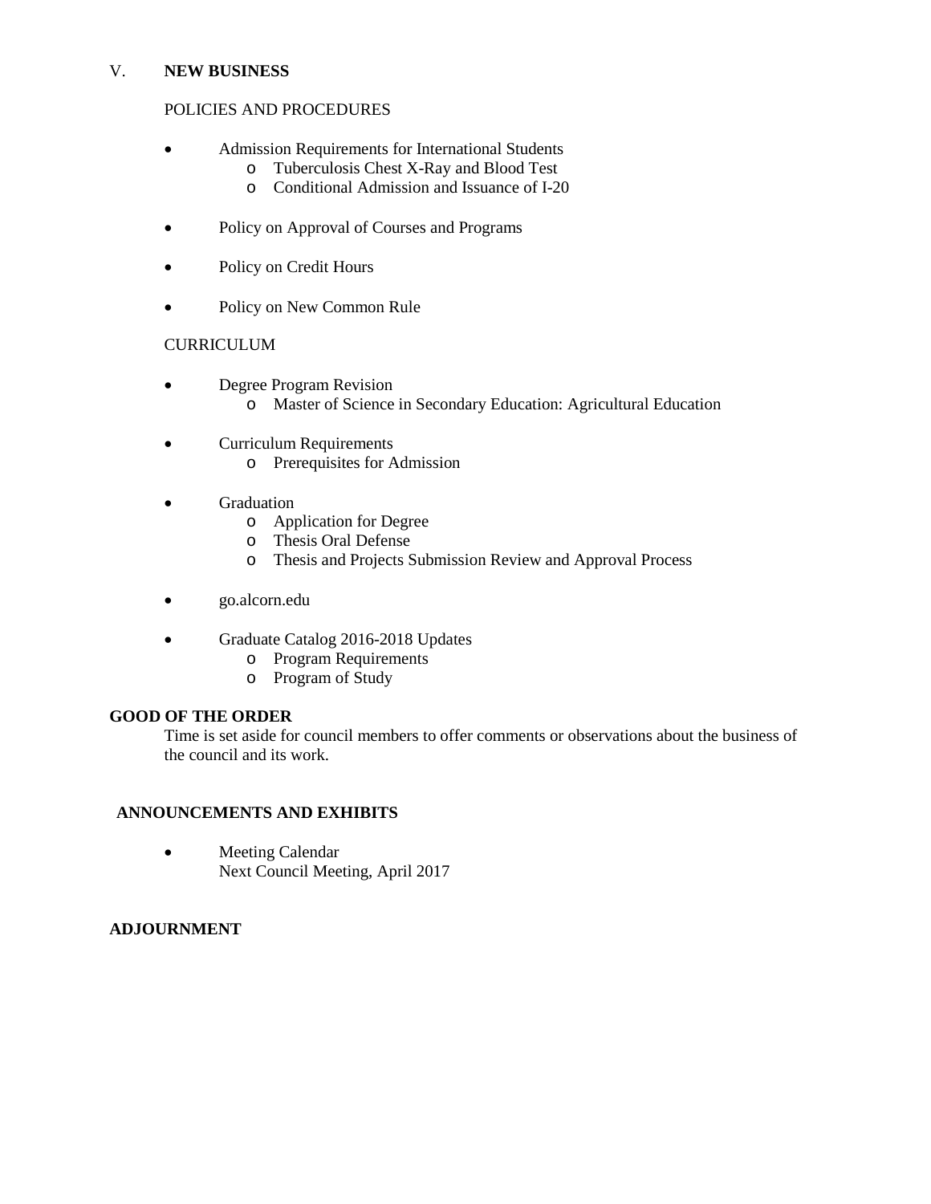## V. NEW BUSINESS

POLICIES AND PROCEDURES

- Admission Requirements for International Students
  - Tuberculosis Chest X-Ray and Blood Test
  - Conditional Admission and Issuance of I-20

- Policy on Approval of Courses and Programs

- Policy on Credit Hours

- Policy on New Common Rule

CURRICULUM

- Degree Program Revision
  - Master of Science in Secondary Education: Agricultural Education

- Curriculum Requirements
  - Prerequisites for Admission

- Graduation
  - Application for Degree
  - Thesis Oral Defense
  - Thesis and Projects Submission Review and Approval Process

- go.alcorn.edu

- Graduate Catalog 2016-2018 Updates
  - Program Requirements
  - Program of Study

## GOOD OF THE ORDER

Time is set aside for council members to offer comments or observations about the business of the council and its work.

## ANNOUNCEMENTS AND EXHIBITS

- Meeting Calendar
  Next Council Meeting, April 2017

## ADJOURNMENT